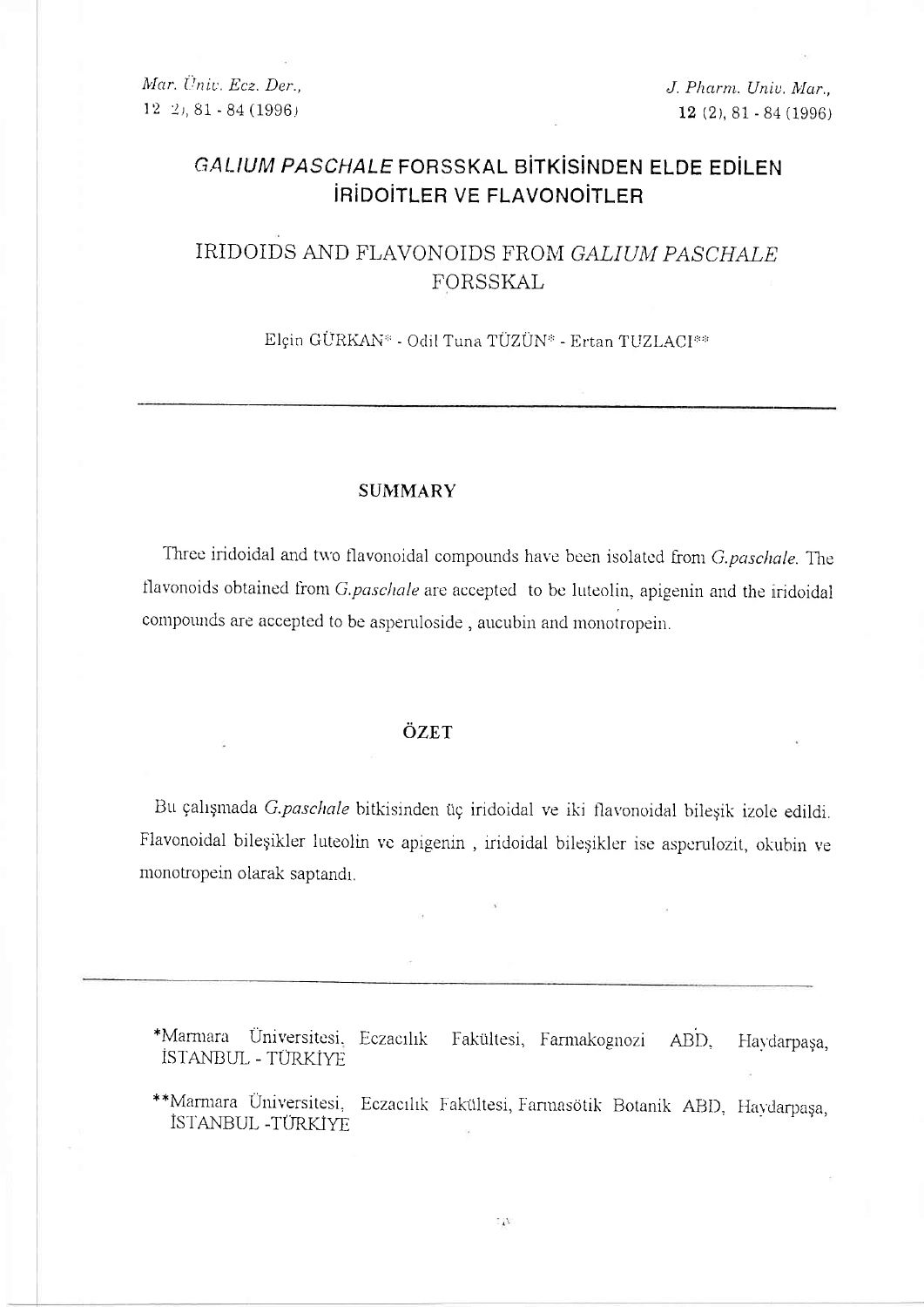# *GALIUM PASCHALE* FORSSKAL BİTKİSİNDEN ELDE EDİLEN İRİDOİTLER VE FLAVONOİTLER

# IRIDOIDS AND FLAVONOIDS FROM *GALIUM PASCHALE* FORSSKAL

Elçin GÜRKAN* - Odil Tuna TÜZÜN* - Ertan TUZLACI**

---

## SUMMARY

Three iridoidal and two flavonoidal compounds have been isolated from *G.paschale*. The flavonoids obtained from *G.paschale* are accepted to be luteolin, apigenin and the iridoidal compounds are accepted to be asperuloside , aucubin and monotropein.

## ÖZET

Bu çalışmada *G.paschale* bitkisinden üç iridoidal ve iki flavonoidal bileşik izole edildi. Flavonoidal bileşikler luteolin ve apigenin , iridoidal bileşikler ise asperulozit, okubin ve monotropein olarak saptandı.

---

*Marmara Üniversitesi, Eczacılık Fakültesi, Farmakognozi ABD, Haydarpaşa, İSTANBUL - TÜRKİYE

**Marmara Üniversitesi, Eczacılık Fakültesi, Farmasötik Botanik ABD, Haydarpaşa, İSTANBUL -TÜRKİYE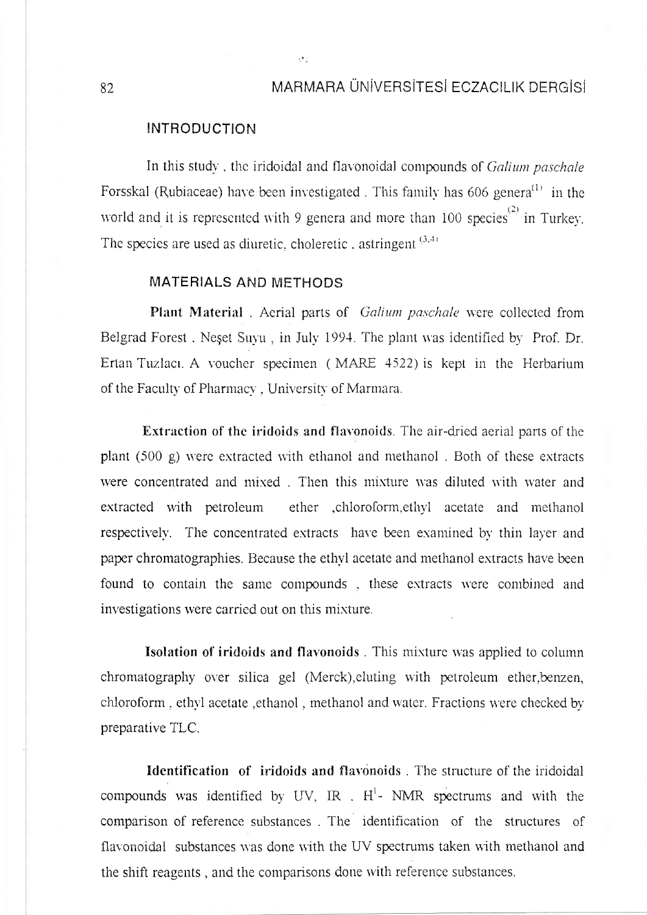## INTRODUCTION

In this study , the iridoidal and flavonoidal compounds of *Galium paschale* Forsskal (Rubiaceae) have been investigated . This family has 606 genera[1] in the world and it is represented with 9 genera and more than 100 species[2] in Turkey. The species are used as diuretic, choleretic , astringent [3,4]

## MATERIALS AND METHODS

**Plant Material** . Aerial parts of *Galium paschale* were collected from Belgrad Forest . Neşet Suyu , in July 1994. The plant was identified by Prof. Dr. Ertan Tuzlacı. A voucher specimen ( MARE 4522) is kept in the Herbarium of the Faculty of Pharmacy , University of Marmara.

**Extraction of the iridoids and flavonoids**. The air-dried aerial parts of the plant (500 g) were extracted with ethanol and methanol . Both of these extracts were concentrated and mixed . Then this mixture was diluted with water and extracted with petroleum ether ,chloroform,ethyl acetate and methanol respectively. The concentrated extracts have been examined by thin layer and paper chromatographies. Because the ethyl acetate and methanol extracts have been found to contain the same compounds , these extracts were combined and investigations were carried out on this mixture.

**Isolation of iridoids and flavonoids** . This mixture was applied to column chromatography over silica gel (Merck),eluting with petroleum ether,benzen, chloroform , ethyl acetate ,ethanol , methanol and water. Fractions were checked by preparative TLC.

**Identification of iridoids and flavonoids** . The structure of the iridoidal compounds was identified by UV, IR , $H^1$- NMR spectrums and with the comparison of reference substances . The identification of the structures of flavonoidal substances was done with the UV spectrums taken with methanol and the shift reagents , and the comparisons done with reference substances.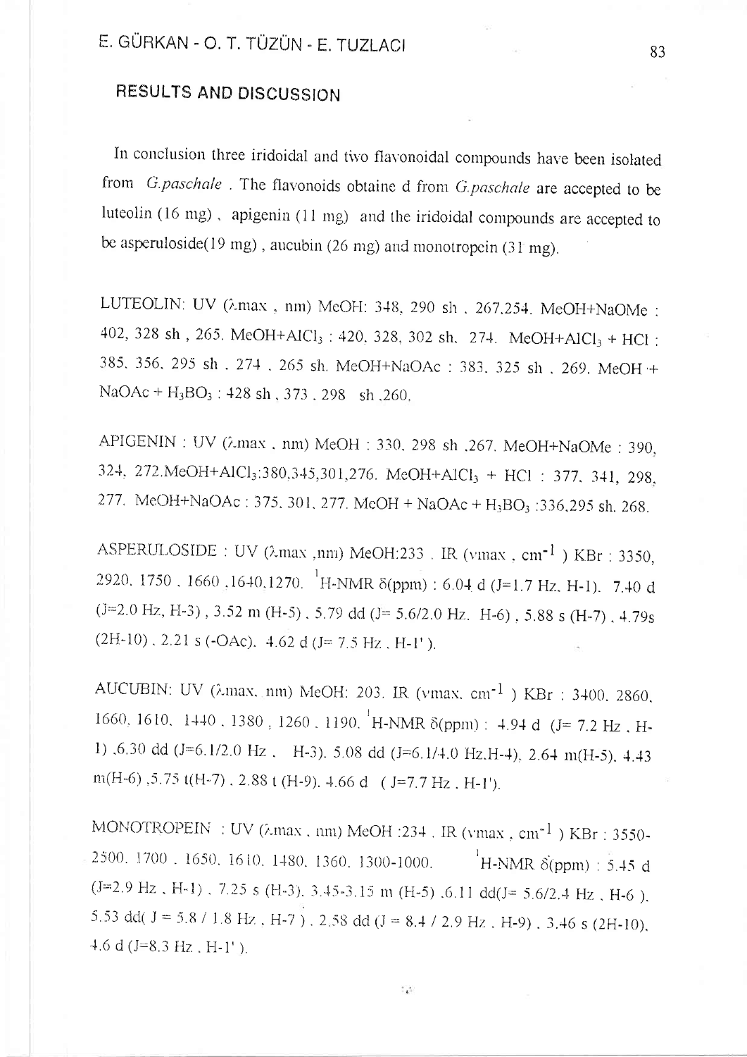## RESULTS AND DISCUSSION

In conclusion three iridoidal and two flavonoidal compounds have been isolated from *G.paschale* . The flavonoids obtaine d from *G.paschale* are accepted to be luteolin (16 mg) , apigenin (11 mg) and the iridoidal compounds are accepted to be asperuloside(19 mg) , aucubin (26 mg) and monotropein (31 mg).

LUTEOLIN: UV ($\lambda$max , nm) MeOH: 348, 290 sh , 267,254. MeOH+NaOMe : 402, 328 sh , 265. MeOH+$AlCl_3$ : 420, 328, 302 sh, 274. MeOH+$AlCl_3$ + HCl : 385, 356, 295 sh , 274 , 265 sh. MeOH+NaOAc : 383, 325 sh , 269. MeOH + NaOAc + $H_3BO_3$ : 428 sh , 373 , 298 sh ,260.

APIGENIN : UV ($\lambda$max , nm) MeOH : 330, 298 sh ,267. MeOH+NaOMe : 390, 324, 272.MeOH+$AlCl_3$:380,345,301,276. MeOH+$AlCl_3$ + HCl : 377, 341, 298, 277. MeOH+NaOAc : 375, 301, 277. MeOH + NaOAc + $H_3BO_3$ :336,295 sh. 268.

ASPERULOSIDE : UV ($\lambda$max ,nm) MeOH:233 . IR ($\nu$max , $cm^{-1}$ ) KBr : 3350, 2920, 1750 , 1660 ,1640,1270. $^1$H-NMR $\delta$(ppm) : 6.04 d (J=1.7 Hz, H-1). 7.40 d (J=2.0 Hz, H-3) , 3.52 m (H-5) , 5.79 dd (J= 5.6/2.0 Hz, H-6) , 5.88 s (H-7) , 4.79s (2H-10) , 2.21 s (-OAc), 4.62 d (J= 7.5 Hz , H-1' ).

AUCUBIN: UV ($\lambda$max, nm) MeOH: 203. IR ($\nu$max, $cm^{-1}$ ) KBr : 3400, 2860, 1660, 1610, 1440 , 1380 , 1260 , 1190. $^1$H-NMR $\delta$(ppm) : 4.94 d (J= 7.2 Hz , H-1) ,6.30 dd (J=6.1/2.0 Hz , H-3), 5.08 dd (J=6.1/4.0 Hz,H-4), 2.64 m(H-5), 4.43 m(H-6) ,5.75 t(H-7) , 2.88 t (H-9), 4.66 d ( J=7.7 Hz , H-1').

MONOTROPEIN : UV ($\lambda$max , nm) MeOH :234 . IR ($\nu$max , $cm^{-1}$ ) KBr : 3550-2500, 1700 , 1650, 1610, 1480, 1360, 1300-1000. $^1$H-NMR $\delta$(ppm) : 5.45 d (J=2.9 Hz , H-1) , 7.25 s (H-3), 3.45-3.15 m (H-5) ,6.11 dd(J= 5.6/2.4 Hz , H-6 ), 5.53 dd( J = 5.8 / 1.8 Hz , H-7 ) , 2.58 dd (J = 8.4 / 2.9 Hz , H-9) , 3.46 s (2H-10), 4.6 d (J=8.3 Hz , H-1' ).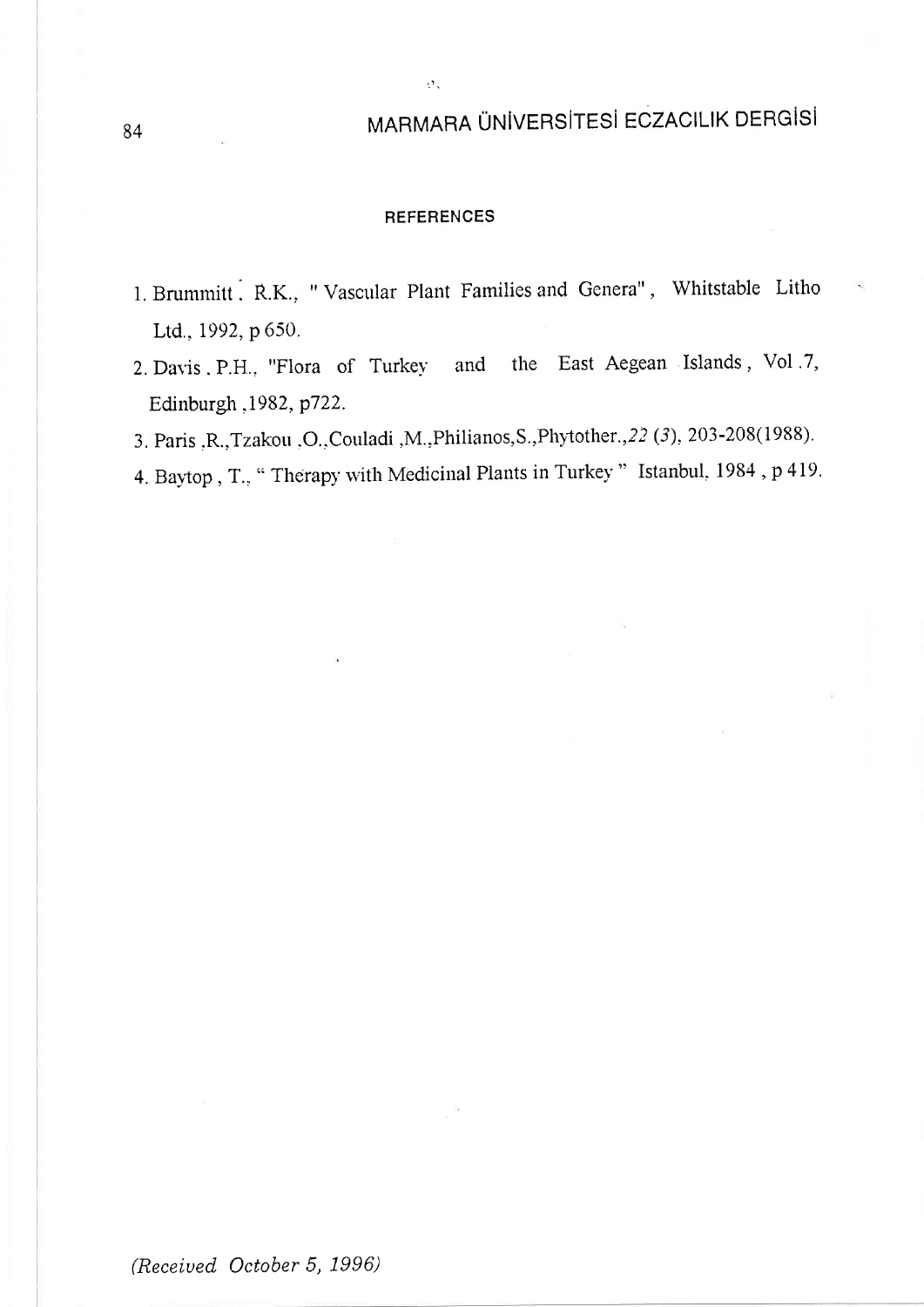#### REFERENCES

1. Brummitt. R.K., " Vascular Plant Families and Genera", Whitstable Litho Ltd., 1992, p 650.
2. Davis. P.H., "Flora of Turkey and the East Aegean Islands, Vol .7, Edinburgh ,1982, p722.
3. Paris ,R.,Tzakou ,O.,Couladi ,M.,Philianos,S.,Phytother.,*22* (*3*), 203-208(1988).
4. Baytop , T., " Therapy with Medicinal Plants in Turkey " Istanbul, 1984 , p 419.

*(Received October 5, 1996)*